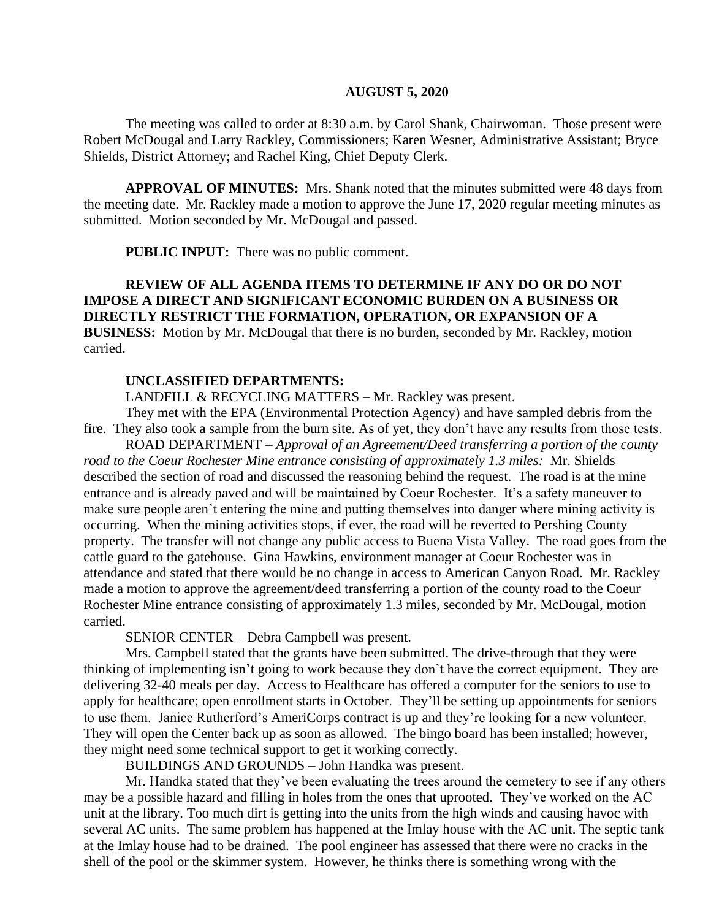**AUGUST 5, 2020**

The meeting was called to order at 8:30 a.m. by Carol Shank, Chairwoman. Those present were Robert McDougal and Larry Rackley, Commissioners; Karen Wesner, Administrative Assistant; Bryce Shields, District Attorney; and Rachel King, Chief Deputy Clerk.

**APPROVAL OF MINUTES:** Mrs. Shank noted that the minutes submitted were 48 days from the meeting date. Mr. Rackley made a motion to approve the June 17, 2020 regular meeting minutes as submitted. Motion seconded by Mr. McDougal and passed.

**PUBLIC INPUT:** There was no public comment.

**REVIEW OF ALL AGENDA ITEMS TO DETERMINE IF ANY DO OR DO NOT IMPOSE A DIRECT AND SIGNIFICANT ECONOMIC BURDEN ON A BUSINESS OR DIRECTLY RESTRICT THE FORMATION, OPERATION, OR EXPANSION OF A BUSINESS:** Motion by Mr. McDougal that there is no burden, seconded by Mr. Rackley, motion carried.

**UNCLASSIFIED DEPARTMENTS:**

LANDFILL & RECYCLING MATTERS – Mr. Rackley was present.

They met with the EPA (Environmental Protection Agency) and have sampled debris from the fire. They also took a sample from the burn site. As of yet, they don't have any results from those tests.

ROAD DEPARTMENT – *Approval of an Agreement/Deed transferring a portion of the county road to the Coeur Rochester Mine entrance consisting of approximately 1.3 miles:* Mr. Shields described the section of road and discussed the reasoning behind the request. The road is at the mine entrance and is already paved and will be maintained by Coeur Rochester. It's a safety maneuver to make sure people aren't entering the mine and putting themselves into danger where mining activity is occurring. When the mining activities stops, if ever, the road will be reverted to Pershing County property. The transfer will not change any public access to Buena Vista Valley. The road goes from the cattle guard to the gatehouse. Gina Hawkins, environment manager at Coeur Rochester was in attendance and stated that there would be no change in access to American Canyon Road. Mr. Rackley made a motion to approve the agreement/deed transferring a portion of the county road to the Coeur Rochester Mine entrance consisting of approximately 1.3 miles, seconded by Mr. McDougal, motion carried.

SENIOR CENTER – Debra Campbell was present.

Mrs. Campbell stated that the grants have been submitted. The drive-through that they were thinking of implementing isn't going to work because they don't have the correct equipment. They are delivering 32-40 meals per day. Access to Healthcare has offered a computer for the seniors to use to apply for healthcare; open enrollment starts in October. They'll be setting up appointments for seniors to use them. Janice Rutherford's AmeriCorps contract is up and they're looking for a new volunteer. They will open the Center back up as soon as allowed. The bingo board has been installed; however, they might need some technical support to get it working correctly.

BUILDINGS AND GROUNDS – John Handka was present.

Mr. Handka stated that they've been evaluating the trees around the cemetery to see if any others may be a possible hazard and filling in holes from the ones that uprooted. They've worked on the AC unit at the library. Too much dirt is getting into the units from the high winds and causing havoc with several AC units. The same problem has happened at the Imlay house with the AC unit. The septic tank at the Imlay house had to be drained. The pool engineer has assessed that there were no cracks in the shell of the pool or the skimmer system. However, he thinks there is something wrong with the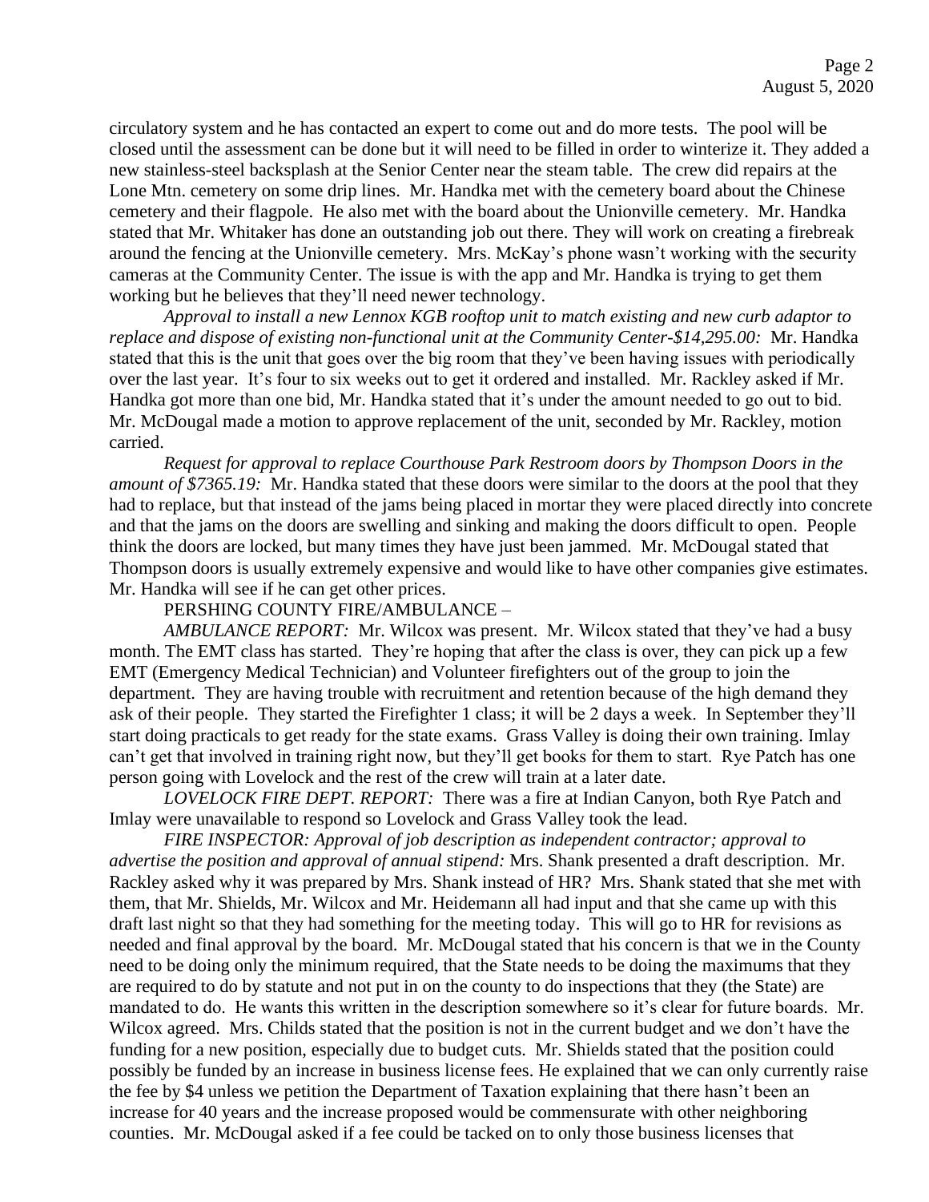circulatory system and he has contacted an expert to come out and do more tests. The pool will be closed until the assessment can be done but it will need to be filled in order to winterize it. They added a new stainless-steel backsplash at the Senior Center near the steam table. The crew did repairs at the Lone Mtn. cemetery on some drip lines. Mr. Handka met with the cemetery board about the Chinese cemetery and their flagpole. He also met with the board about the Unionville cemetery. Mr. Handka stated that Mr. Whitaker has done an outstanding job out there. They will work on creating a firebreak around the fencing at the Unionville cemetery. Mrs. McKay's phone wasn't working with the security cameras at the Community Center. The issue is with the app and Mr. Handka is trying to get them working but he believes that they'll need newer technology.

*Approval to install a new Lennox KGB rooftop unit to match existing and new curb adaptor to replace and dispose of existing non-functional unit at the Community Center-$14,295.00:* Mr. Handka stated that this is the unit that goes over the big room that they've been having issues with periodically over the last year. It's four to six weeks out to get it ordered and installed. Mr. Rackley asked if Mr. Handka got more than one bid, Mr. Handka stated that it's under the amount needed to go out to bid. Mr. McDougal made a motion to approve replacement of the unit, seconded by Mr. Rackley, motion carried.

*Request for approval to replace Courthouse Park Restroom doors by Thompson Doors in the amount of $7365.19:* Mr. Handka stated that these doors were similar to the doors at the pool that they had to replace, but that instead of the jams being placed in mortar they were placed directly into concrete and that the jams on the doors are swelling and sinking and making the doors difficult to open. People think the doors are locked, but many times they have just been jammed. Mr. McDougal stated that Thompson doors is usually extremely expensive and would like to have other companies give estimates. Mr. Handka will see if he can get other prices.

PERSHING COUNTY FIRE/AMBULANCE –

*AMBULANCE REPORT:* Mr. Wilcox was present. Mr. Wilcox stated that they've had a busy month. The EMT class has started. They're hoping that after the class is over, they can pick up a few EMT (Emergency Medical Technician) and Volunteer firefighters out of the group to join the department. They are having trouble with recruitment and retention because of the high demand they ask of their people. They started the Firefighter 1 class; it will be 2 days a week. In September they'll start doing practicals to get ready for the state exams. Grass Valley is doing their own training. Imlay can't get that involved in training right now, but they'll get books for them to start. Rye Patch has one person going with Lovelock and the rest of the crew will train at a later date.

*LOVELOCK FIRE DEPT. REPORT:* There was a fire at Indian Canyon, both Rye Patch and Imlay were unavailable to respond so Lovelock and Grass Valley took the lead.

*FIRE INSPECTOR: Approval of job description as independent contractor; approval to advertise the position and approval of annual stipend:* Mrs. Shank presented a draft description. Mr. Rackley asked why it was prepared by Mrs. Shank instead of HR? Mrs. Shank stated that she met with them, that Mr. Shields, Mr. Wilcox and Mr. Heidemann all had input and that she came up with this draft last night so that they had something for the meeting today. This will go to HR for revisions as needed and final approval by the board. Mr. McDougal stated that his concern is that we in the County need to be doing only the minimum required, that the State needs to be doing the maximums that they are required to do by statute and not put in on the county to do inspections that they (the State) are mandated to do. He wants this written in the description somewhere so it's clear for future boards. Mr. Wilcox agreed. Mrs. Childs stated that the position is not in the current budget and we don't have the funding for a new position, especially due to budget cuts. Mr. Shields stated that the position could possibly be funded by an increase in business license fees. He explained that we can only currently raise the fee by $4 unless we petition the Department of Taxation explaining that there hasn't been an increase for 40 years and the increase proposed would be commensurate with other neighboring counties. Mr. McDougal asked if a fee could be tacked on to only those business licenses that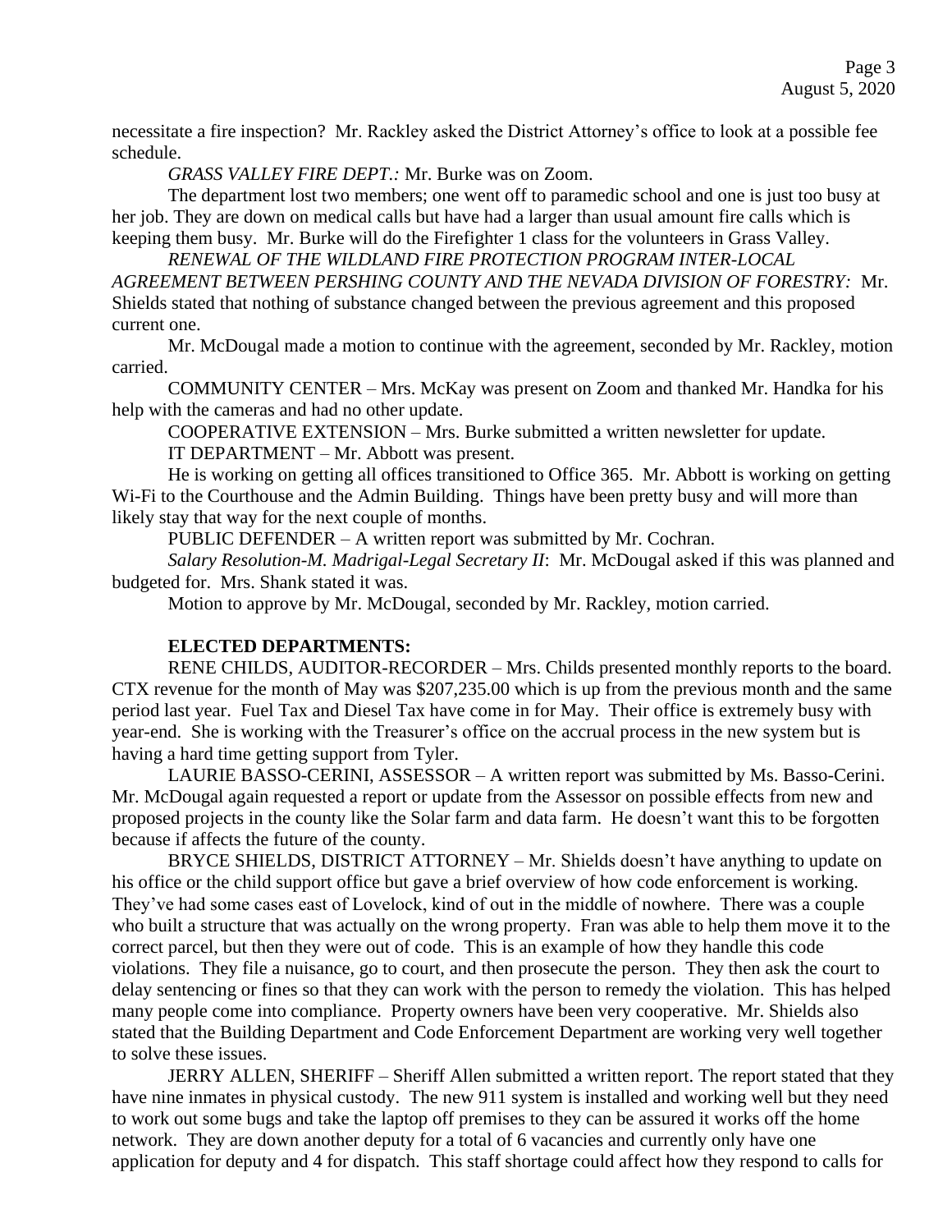necessitate a fire inspection? Mr. Rackley asked the District Attorney's office to look at a possible fee schedule.

*GRASS VALLEY FIRE DEPT.:* Mr. Burke was on Zoom.

The department lost two members; one went off to paramedic school and one is just too busy at her job. They are down on medical calls but have had a larger than usual amount fire calls which is keeping them busy. Mr. Burke will do the Firefighter 1 class for the volunteers in Grass Valley.

*RENEWAL OF THE WILDLAND FIRE PROTECTION PROGRAM INTER-LOCAL AGREEMENT BETWEEN PERSHING COUNTY AND THE NEVADA DIVISION OF FORESTRY:* Mr. Shields stated that nothing of substance changed between the previous agreement and this proposed current one.

Mr. McDougal made a motion to continue with the agreement, seconded by Mr. Rackley, motion carried.

COMMUNITY CENTER – Mrs. McKay was present on Zoom and thanked Mr. Handka for his help with the cameras and had no other update.

COOPERATIVE EXTENSION – Mrs. Burke submitted a written newsletter for update.

IT DEPARTMENT – Mr. Abbott was present.

He is working on getting all offices transitioned to Office 365. Mr. Abbott is working on getting Wi-Fi to the Courthouse and the Admin Building. Things have been pretty busy and will more than likely stay that way for the next couple of months.

PUBLIC DEFENDER – A written report was submitted by Mr. Cochran.

*Salary Resolution-M. Madrigal-Legal Secretary II*: Mr. McDougal asked if this was planned and budgeted for. Mrs. Shank stated it was.

Motion to approve by Mr. McDougal, seconded by Mr. Rackley, motion carried.

**ELECTED DEPARTMENTS:**

RENE CHILDS, AUDITOR-RECORDER – Mrs. Childs presented monthly reports to the board. CTX revenue for the month of May was $207,235.00 which is up from the previous month and the same period last year. Fuel Tax and Diesel Tax have come in for May. Their office is extremely busy with year-end. She is working with the Treasurer's office on the accrual process in the new system but is having a hard time getting support from Tyler.

LAURIE BASSO-CERINI, ASSESSOR – A written report was submitted by Ms. Basso-Cerini. Mr. McDougal again requested a report or update from the Assessor on possible effects from new and proposed projects in the county like the Solar farm and data farm. He doesn't want this to be forgotten because if affects the future of the county.

BRYCE SHIELDS, DISTRICT ATTORNEY – Mr. Shields doesn't have anything to update on his office or the child support office but gave a brief overview of how code enforcement is working. They've had some cases east of Lovelock, kind of out in the middle of nowhere. There was a couple who built a structure that was actually on the wrong property. Fran was able to help them move it to the correct parcel, but then they were out of code. This is an example of how they handle this code violations. They file a nuisance, go to court, and then prosecute the person. They then ask the court to delay sentencing or fines so that they can work with the person to remedy the violation. This has helped many people come into compliance. Property owners have been very cooperative. Mr. Shields also stated that the Building Department and Code Enforcement Department are working very well together to solve these issues.

JERRY ALLEN, SHERIFF – Sheriff Allen submitted a written report. The report stated that they have nine inmates in physical custody. The new 911 system is installed and working well but they need to work out some bugs and take the laptop off premises to they can be assured it works off the home network. They are down another deputy for a total of 6 vacancies and currently only have one application for deputy and 4 for dispatch. This staff shortage could affect how they respond to calls for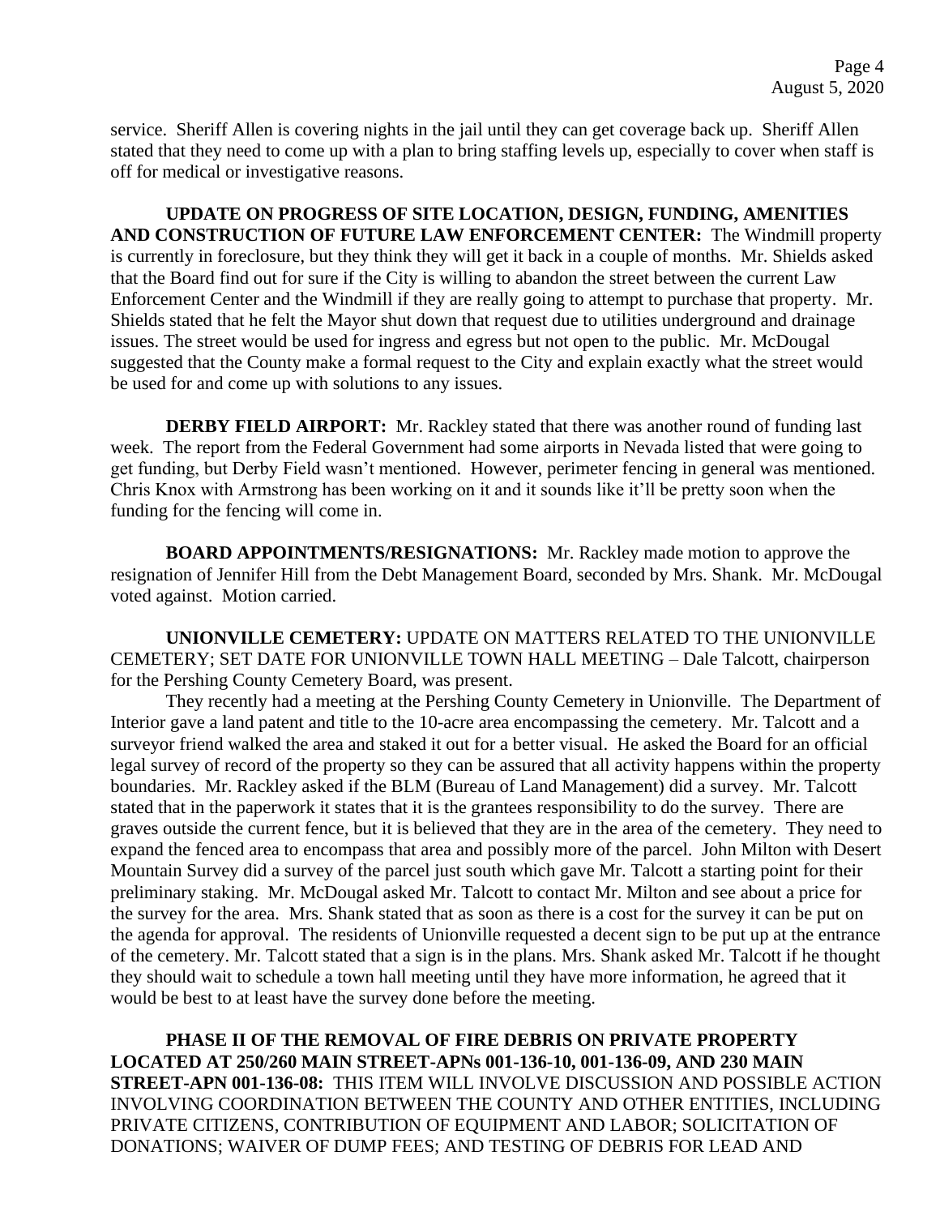service. Sheriff Allen is covering nights in the jail until they can get coverage back up. Sheriff Allen stated that they need to come up with a plan to bring staffing levels up, especially to cover when staff is off for medical or investigative reasons.

**UPDATE ON PROGRESS OF SITE LOCATION, DESIGN, FUNDING, AMENITIES AND CONSTRUCTION OF FUTURE LAW ENFORCEMENT CENTER:** The Windmill property is currently in foreclosure, but they think they will get it back in a couple of months. Mr. Shields asked that the Board find out for sure if the City is willing to abandon the street between the current Law Enforcement Center and the Windmill if they are really going to attempt to purchase that property. Mr. Shields stated that he felt the Mayor shut down that request due to utilities underground and drainage issues. The street would be used for ingress and egress but not open to the public. Mr. McDougal suggested that the County make a formal request to the City and explain exactly what the street would be used for and come up with solutions to any issues.

**DERBY FIELD AIRPORT:** Mr. Rackley stated that there was another round of funding last week. The report from the Federal Government had some airports in Nevada listed that were going to get funding, but Derby Field wasn't mentioned. However, perimeter fencing in general was mentioned. Chris Knox with Armstrong has been working on it and it sounds like it'll be pretty soon when the funding for the fencing will come in.

**BOARD APPOINTMENTS/RESIGNATIONS:** Mr. Rackley made motion to approve the resignation of Jennifer Hill from the Debt Management Board, seconded by Mrs. Shank. Mr. McDougal voted against. Motion carried.

**UNIONVILLE CEMETERY:** UPDATE ON MATTERS RELATED TO THE UNIONVILLE CEMETERY; SET DATE FOR UNIONVILLE TOWN HALL MEETING – Dale Talcott, chairperson for the Pershing County Cemetery Board, was present.

They recently had a meeting at the Pershing County Cemetery in Unionville. The Department of Interior gave a land patent and title to the 10-acre area encompassing the cemetery. Mr. Talcott and a surveyor friend walked the area and staked it out for a better visual. He asked the Board for an official legal survey of record of the property so they can be assured that all activity happens within the property boundaries. Mr. Rackley asked if the BLM (Bureau of Land Management) did a survey. Mr. Talcott stated that in the paperwork it states that it is the grantees responsibility to do the survey. There are graves outside the current fence, but it is believed that they are in the area of the cemetery. They need to expand the fenced area to encompass that area and possibly more of the parcel. John Milton with Desert Mountain Survey did a survey of the parcel just south which gave Mr. Talcott a starting point for their preliminary staking. Mr. McDougal asked Mr. Talcott to contact Mr. Milton and see about a price for the survey for the area. Mrs. Shank stated that as soon as there is a cost for the survey it can be put on the agenda for approval. The residents of Unionville requested a decent sign to be put up at the entrance of the cemetery. Mr. Talcott stated that a sign is in the plans. Mrs. Shank asked Mr. Talcott if he thought they should wait to schedule a town hall meeting until they have more information, he agreed that it would be best to at least have the survey done before the meeting.

**PHASE II OF THE REMOVAL OF FIRE DEBRIS ON PRIVATE PROPERTY LOCATED AT 250/260 MAIN STREET-APNs 001-136-10, 001-136-09, AND 230 MAIN STREET-APN 001-136-08:** THIS ITEM WILL INVOLVE DISCUSSION AND POSSIBLE ACTION INVOLVING COORDINATION BETWEEN THE COUNTY AND OTHER ENTITIES, INCLUDING PRIVATE CITIZENS, CONTRIBUTION OF EQUIPMENT AND LABOR; SOLICITATION OF DONATIONS; WAIVER OF DUMP FEES; AND TESTING OF DEBRIS FOR LEAD AND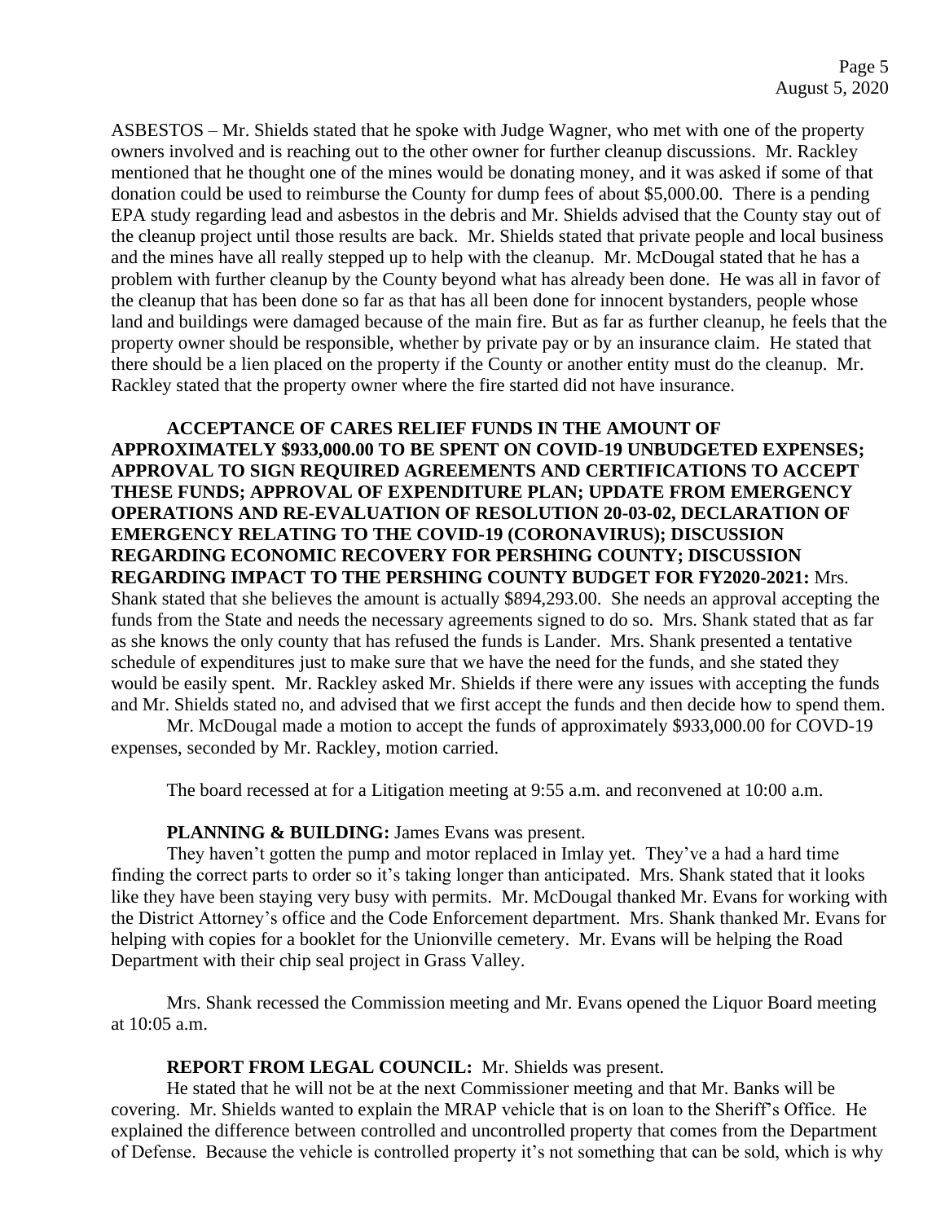ASBESTOS – Mr. Shields stated that he spoke with Judge Wagner, who met with one of the property owners involved and is reaching out to the other owner for further cleanup discussions. Mr. Rackley mentioned that he thought one of the mines would be donating money, and it was asked if some of that donation could be used to reimburse the County for dump fees of about $5,000.00. There is a pending EPA study regarding lead and asbestos in the debris and Mr. Shields advised that the County stay out of the cleanup project until those results are back. Mr. Shields stated that private people and local business and the mines have all really stepped up to help with the cleanup. Mr. McDougal stated that he has a problem with further cleanup by the County beyond what has already been done. He was all in favor of the cleanup that has been done so far as that has all been done for innocent bystanders, people whose land and buildings were damaged because of the main fire. But as far as further cleanup, he feels that the property owner should be responsible, whether by private pay or by an insurance claim. He stated that there should be a lien placed on the property if the County or another entity must do the cleanup. Mr. Rackley stated that the property owner where the fire started did not have insurance.

**ACCEPTANCE OF CARES RELIEF FUNDS IN THE AMOUNT OF APPROXIMATELY $933,000.00 TO BE SPENT ON COVID-19 UNBUDGETED EXPENSES; APPROVAL TO SIGN REQUIRED AGREEMENTS AND CERTIFICATIONS TO ACCEPT THESE FUNDS; APPROVAL OF EXPENDITURE PLAN; UPDATE FROM EMERGENCY OPERATIONS AND RE-EVALUATION OF RESOLUTION 20-03-02, DECLARATION OF EMERGENCY RELATING TO THE COVID-19 (CORONAVIRUS); DISCUSSION REGARDING ECONOMIC RECOVERY FOR PERSHING COUNTY; DISCUSSION REGARDING IMPACT TO THE PERSHING COUNTY BUDGET FOR FY2020-2021:** Mrs. Shank stated that she believes the amount is actually $894,293.00. She needs an approval accepting the funds from the State and needs the necessary agreements signed to do so. Mrs. Shank stated that as far as she knows the only county that has refused the funds is Lander. Mrs. Shank presented a tentative schedule of expenditures just to make sure that we have the need for the funds, and she stated they would be easily spent. Mr. Rackley asked Mr. Shields if there were any issues with accepting the funds and Mr. Shields stated no, and advised that we first accept the funds and then decide how to spend them.

Mr. McDougal made a motion to accept the funds of approximately $933,000.00 for COVD-19 expenses, seconded by Mr. Rackley, motion carried.

The board recessed at for a Litigation meeting at 9:55 a.m. and reconvened at 10:00 a.m.

**PLANNING & BUILDING:** James Evans was present.

They haven't gotten the pump and motor replaced in Imlay yet. They've a had a hard time finding the correct parts to order so it's taking longer than anticipated. Mrs. Shank stated that it looks like they have been staying very busy with permits. Mr. McDougal thanked Mr. Evans for working with the District Attorney's office and the Code Enforcement department. Mrs. Shank thanked Mr. Evans for helping with copies for a booklet for the Unionville cemetery. Mr. Evans will be helping the Road Department with their chip seal project in Grass Valley.

Mrs. Shank recessed the Commission meeting and Mr. Evans opened the Liquor Board meeting at 10:05 a.m.

**REPORT FROM LEGAL COUNCIL:** Mr. Shields was present.

He stated that he will not be at the next Commissioner meeting and that Mr. Banks will be covering. Mr. Shields wanted to explain the MRAP vehicle that is on loan to the Sheriff's Office. He explained the difference between controlled and uncontrolled property that comes from the Department of Defense. Because the vehicle is controlled property it's not something that can be sold, which is why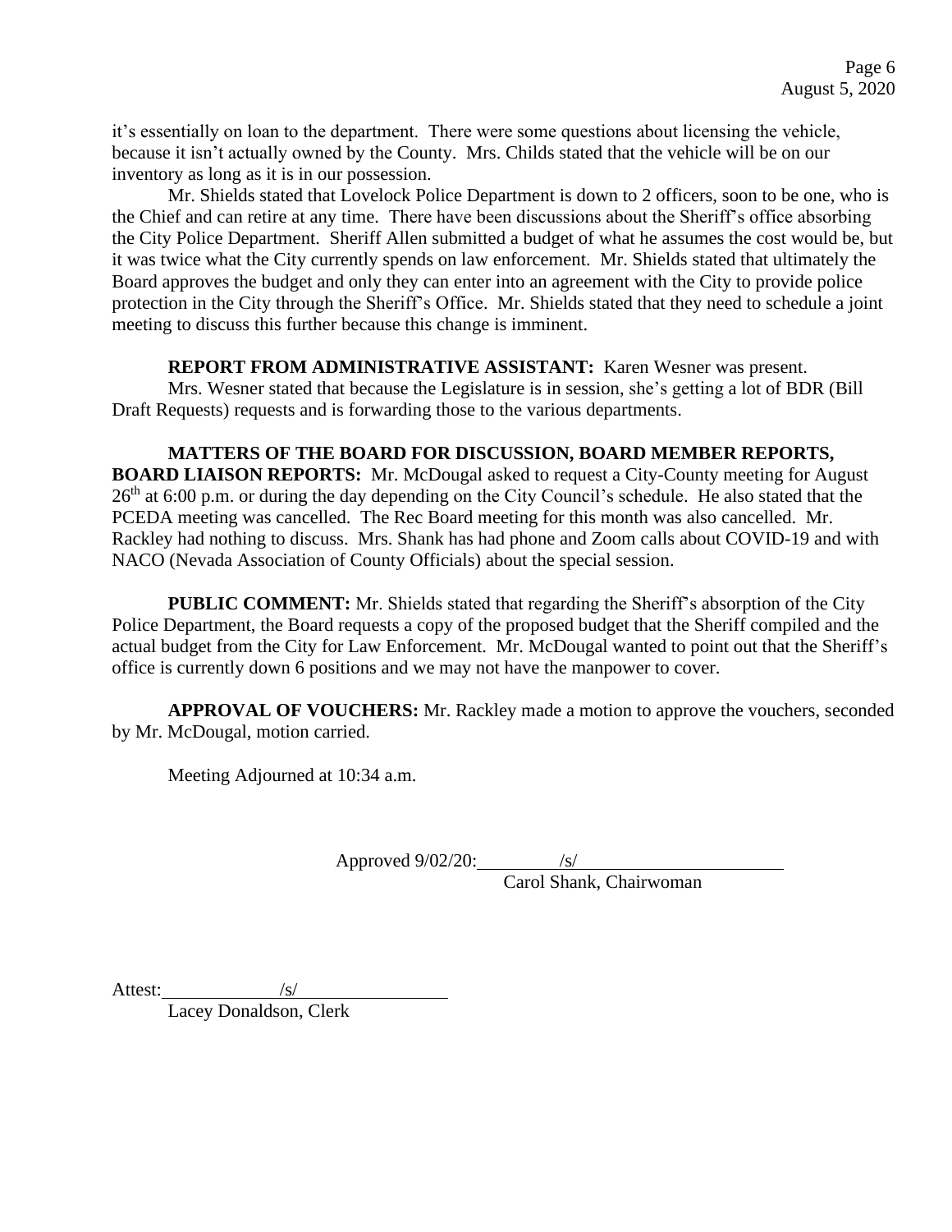it's essentially on loan to the department. There were some questions about licensing the vehicle, because it isn't actually owned by the County. Mrs. Childs stated that the vehicle will be on our inventory as long as it is in our possession.

Mr. Shields stated that Lovelock Police Department is down to 2 officers, soon to be one, who is the Chief and can retire at any time. There have been discussions about the Sheriff's office absorbing the City Police Department. Sheriff Allen submitted a budget of what he assumes the cost would be, but it was twice what the City currently spends on law enforcement. Mr. Shields stated that ultimately the Board approves the budget and only they can enter into an agreement with the City to provide police protection in the City through the Sheriff's Office. Mr. Shields stated that they need to schedule a joint meeting to discuss this further because this change is imminent.

**REPORT FROM ADMINISTRATIVE ASSISTANT:** Karen Wesner was present.

Mrs. Wesner stated that because the Legislature is in session, she's getting a lot of BDR (Bill Draft Requests) requests and is forwarding those to the various departments.

**MATTERS OF THE BOARD FOR DISCUSSION, BOARD MEMBER REPORTS, BOARD LIAISON REPORTS:** Mr. McDougal asked to request a City-County meeting for August 26th at 6:00 p.m. or during the day depending on the City Council's schedule. He also stated that the PCEDA meeting was cancelled. The Rec Board meeting for this month was also cancelled. Mr. Rackley had nothing to discuss. Mrs. Shank has had phone and Zoom calls about COVID-19 and with NACO (Nevada Association of County Officials) about the special session.

**PUBLIC COMMENT:** Mr. Shields stated that regarding the Sheriff's absorption of the City Police Department, the Board requests a copy of the proposed budget that the Sheriff compiled and the actual budget from the City for Law Enforcement. Mr. McDougal wanted to point out that the Sheriff's office is currently down 6 positions and we may not have the manpower to cover.

**APPROVAL OF VOUCHERS:** Mr. Rackley made a motion to approve the vouchers, seconded by Mr. McDougal, motion carried.

Meeting Adjourned at 10:34 a.m.

Approved 9/02/20: /s/
Carol Shank, Chairwoman

Attest: /s/
Lacey Donaldson, Clerk